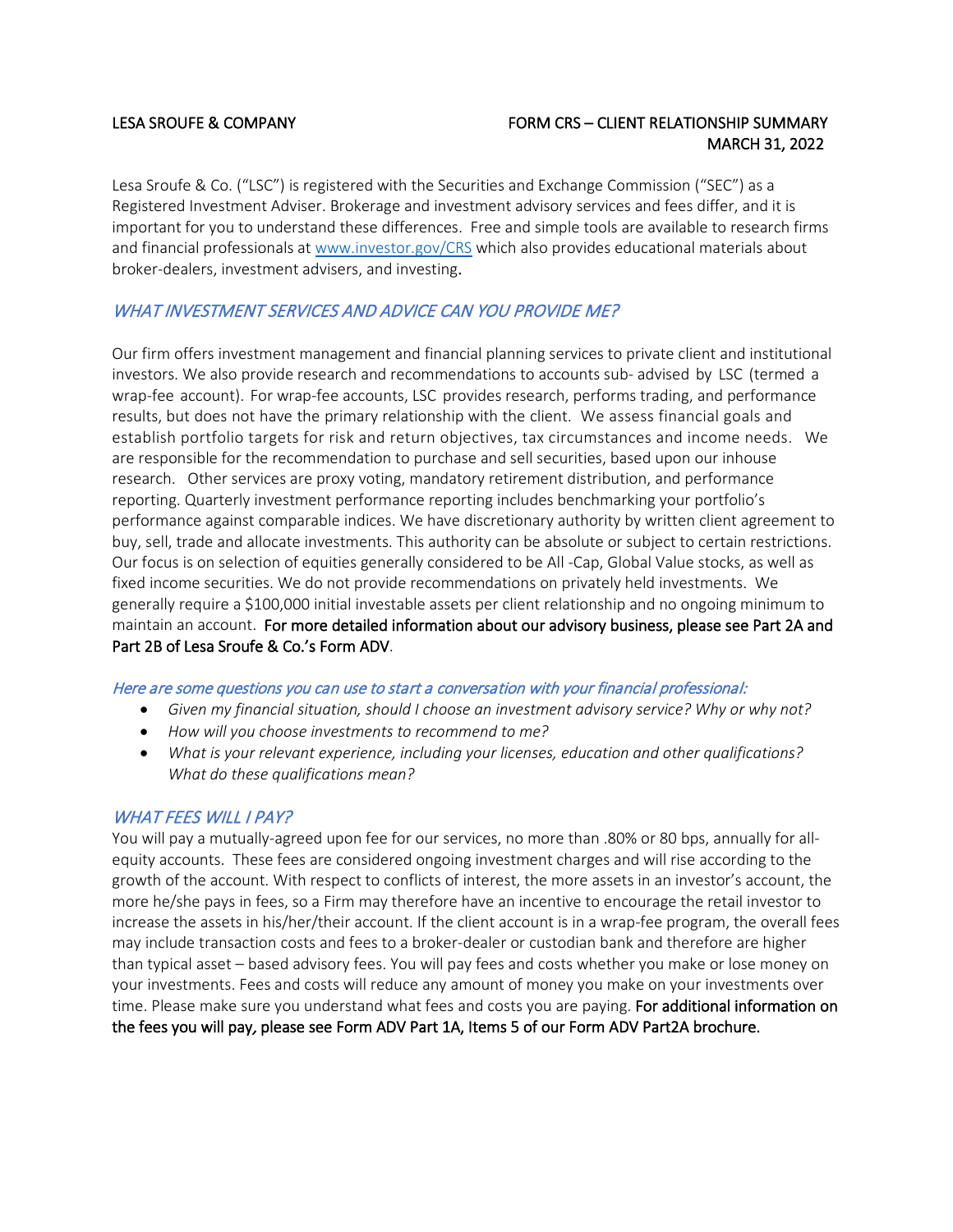LESA SROUFE & COMPANY

FORM CRS – CLIENT RELATIONSHIP SUMMARY
MARCH 31, 2022

Lesa Sroufe & Co. ("LSC") is registered with the Securities and Exchange Commission ("SEC") as a Registered Investment Adviser. Brokerage and investment advisory services and fees differ, and it is important for you to understand these differences. Free and simple tools are available to research firms and financial professionals at [www.investor.gov/CRS](http://www.investor.gov/CRS) which also provides educational materials about broker-dealers, investment advisers, and investing.

## *WHAT INVESTMENT SERVICES AND ADVICE CAN YOU PROVIDE ME?*

Our firm offers investment management and financial planning services to private client and institutional investors. We also provide research and recommendations to accounts sub- advised by LSC (termed a wrap-fee account). For wrap-fee accounts, LSC provides research, performs trading, and performance results, but does not have the primary relationship with the client. We assess financial goals and establish portfolio targets for risk and return objectives, tax circumstances and income needs. We are responsible for the recommendation to purchase and sell securities, based upon our inhouse research. Other services are proxy voting, mandatory retirement distribution, and performance reporting. Quarterly investment performance reporting includes benchmarking your portfolio's performance against comparable indices. We have discretionary authority by written client agreement to buy, sell, trade and allocate investments. This authority can be absolute or subject to certain restrictions. Our focus is on selection of equities generally considered to be All -Cap, Global Value stocks, as well as fixed income securities. We do not provide recommendations on privately held investments. We generally require a $100,000 initial investable assets per client relationship and no ongoing minimum to maintain an account. **For more detailed information about our advisory business, please see Part 2A and Part 2B of Lesa Sroufe & Co.'s Form ADV**.

*Here are some questions you can use to start a conversation with your financial professional:*

- *Given my financial situation, should I choose an investment advisory service? Why or why not?*
- *How will you choose investments to recommend to me?*
- *What is your relevant experience, including your licenses, education and other qualifications? What do these qualifications mean?*

## *WHAT FEES WILL I PAY?*

You will pay a mutually-agreed upon fee for our services, no more than .80% or 80 bps, annually for all-equity accounts. These fees are considered ongoing investment charges and will rise according to the growth of the account. With respect to conflicts of interest, the more assets in an investor's account, the more he/she pays in fees, so a Firm may therefore have an incentive to encourage the retail investor to increase the assets in his/her/their account. If the client account is in a wrap-fee program, the overall fees may include transaction costs and fees to a broker-dealer or custodian bank and therefore are higher than typical asset – based advisory fees. You will pay fees and costs whether you make or lose money on your investments. Fees and costs will reduce any amount of money you make on your investments over time. Please make sure you understand what fees and costs you are paying. **For additional information on the fees you will pay, please see Form ADV Part 1A, Items 5 of our Form ADV Part2A brochure.**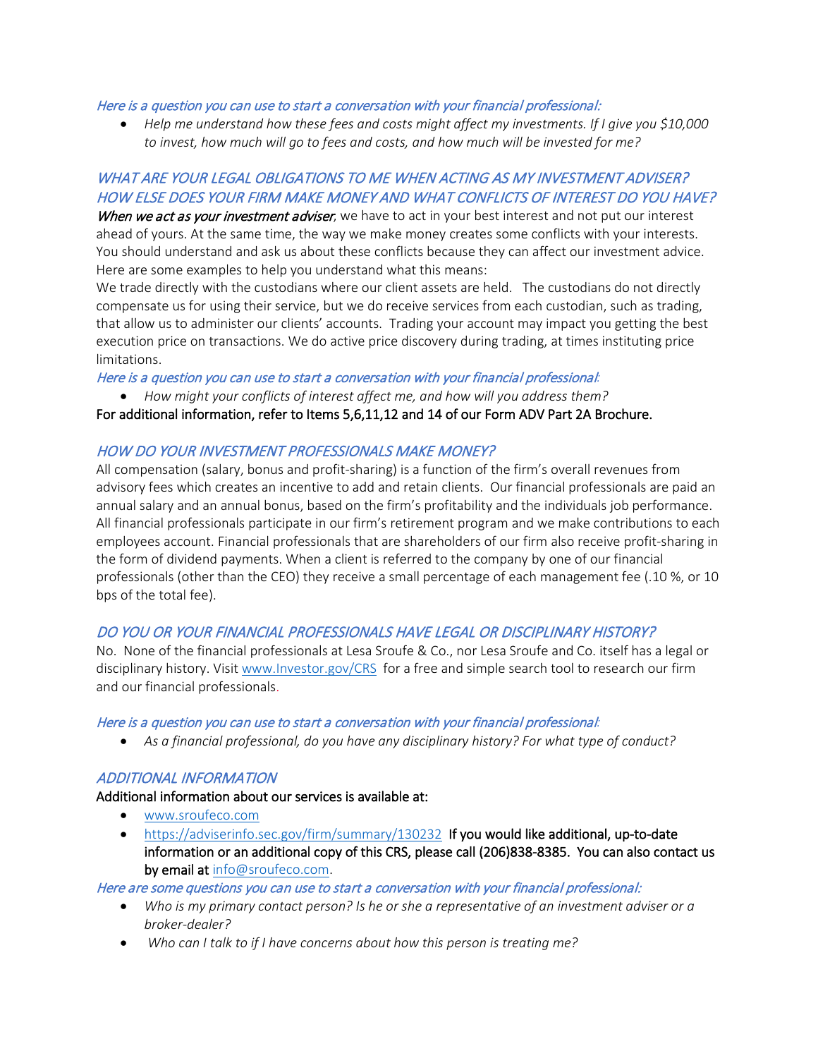*Here is a question you can use to start a conversation with your financial professional:*

- *Help me understand how these fees and costs might affect my investments. If I give you $10,000 to invest, how much will go to fees and costs, and how much will be invested for me?*

## *WHAT ARE YOUR LEGAL OBLIGATIONS TO ME WHEN ACTING AS MY INVESTMENT ADVISER? HOW ELSE DOES YOUR FIRM MAKE MONEY AND WHAT CONFLICTS OF INTEREST DO YOU HAVE?*

*When we act as your investment adviser*, we have to act in your best interest and not put our interest ahead of yours. At the same time, the way we make money creates some conflicts with your interests. You should understand and ask us about these conflicts because they can affect our investment advice. Here are some examples to help you understand what this means:

We trade directly with the custodians where our client assets are held. The custodians do not directly compensate us for using their service, but we do receive services from each custodian, such as trading, that allow us to administer our clients' accounts. Trading your account may impact you getting the best execution price on transactions. We do active price discovery during trading, at times instituting price limitations.

*Here is a question you can use to start a conversation with your financial professional:*

- *How might your conflicts of interest affect me, and how will you address them?*

For additional information, refer to Items 5,6,11,12 and 14 of our Form ADV Part 2A Brochure.

## *HOW DO YOUR INVESTMENT PROFESSIONALS MAKE MONEY?*

All compensation (salary, bonus and profit-sharing) is a function of the firm's overall revenues from advisory fees which creates an incentive to add and retain clients. Our financial professionals are paid an annual salary and an annual bonus, based on the firm's profitability and the individuals job performance. All financial professionals participate in our firm's retirement program and we make contributions to each employees account. Financial professionals that are shareholders of our firm also receive profit-sharing in the form of dividend payments. When a client is referred to the company by one of our financial professionals (other than the CEO) they receive a small percentage of each management fee (.10 %, or 10 bps of the total fee).

## *DO YOU OR YOUR FINANCIAL PROFESSIONALS HAVE LEGAL OR DISCIPLINARY HISTORY?*

No. None of the financial professionals at Lesa Sroufe & Co., nor Lesa Sroufe and Co. itself has a legal or disciplinary history. Visit www.Investor.gov/CRS for a free and simple search tool to research our firm and our financial professionals.

*Here is a question you can use to start a conversation with your financial professional:*

- *As a financial professional, do you have any disciplinary history? For what type of conduct?*

## *ADDITIONAL INFORMATION*

Additional information about our services is available at:

- www.sroufeco.com
- https://adviserinfo.sec.gov/firm/summary/130232 If you would like additional, up-to-date information or an additional copy of this CRS, please call (206)838-8385. You can also contact us by email at info@sroufeco.com.

*Here are some questions you can use to start a conversation with your financial professional:*

- *Who is my primary contact person? Is he or she a representative of an investment adviser or a broker-dealer?*
- *Who can I talk to if I have concerns about how this person is treating me?*